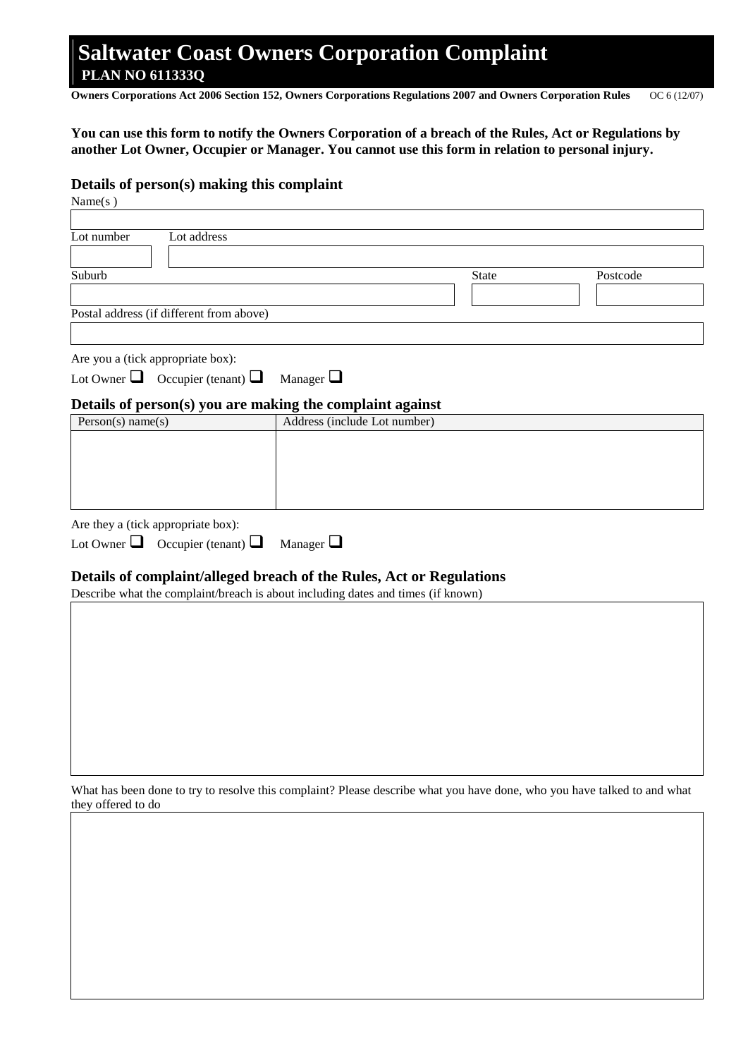# Saltwater Coast Owners Corporation Complaint

**PLAN NO 611333Q**

**Owners Corporations Act 2006 Section 152, Owners Corporations Regulations 2007 and Owners Corporation Rules** OC 6 (12/07)

**You can use this form to notify the Owners Corporation of a breach of the Rules, Act or Regulations by another Lot Owner, Occupier or Manager. You cannot use this form in relation to personal injury.**

## Details of person(s) making this complaint

Name(s )

| |
|---|
| |

| Lot number | Lot address |
|---|---|
| | |

| Suburb | State | Postcode |
|---|---|---|
| | | |

Postal address (if different from above)

| |
|---|
| |

Are you a (tick appropriate box):

Lot Owner ☐ Occupier (tenant) ☐ Manager ☐

## Details of person(s) you are making the complaint against

| Person(s) name(s) | Address (include Lot number) |
|---|---|
| | |

Are they a (tick appropriate box):

Lot Owner ☐ Occupier (tenant) ☐ Manager ☐

## Details of complaint/alleged breach of the Rules, Act or Regulations

Describe what the complaint/breach is about including dates and times (if known)

| |
|---|
| |

What has been done to try to resolve this complaint? Please describe what you have done, who you have talked to and what they offered to do

| |
|---|
| |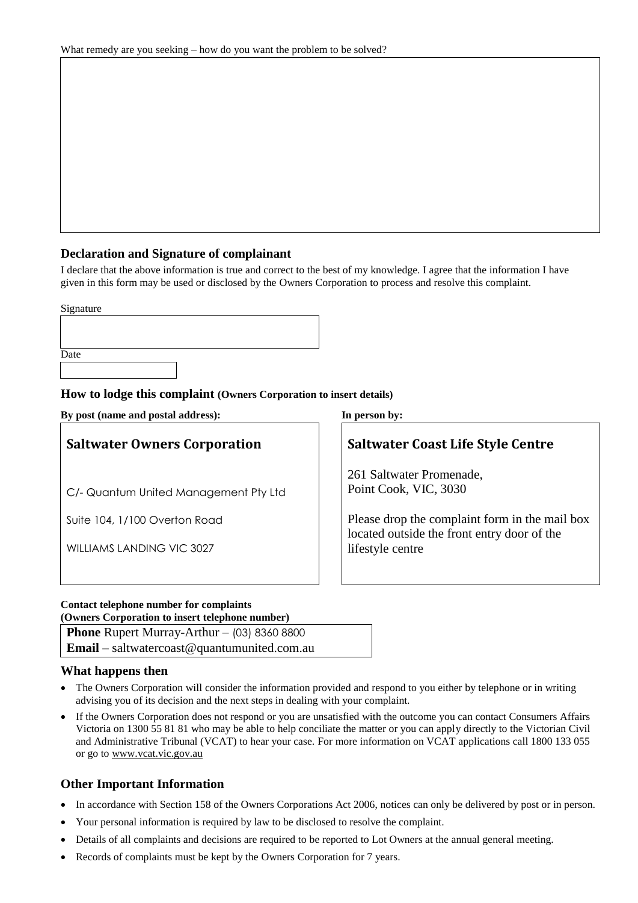What remedy are you seeking – how do you want the problem to be solved?

## Declaration and Signature of complainant

I declare that the above information is true and correct to the best of my knowledge. I agree that the information I have given in this form may be used or disclosed by the Owners Corporation to process and resolve this complaint.

Signature

Date

## How to lodge this complaint (Owners Corporation to insert details)

**By post (name and postal address):**

**Saltwater Owners Corporation**

C/- Quantum United Management Pty Ltd

Suite 104, 1/100 Overton Road

WILLIAMS LANDING VIC 3027

**In person by:**

**Saltwater Coast Life Style Centre**

261 Saltwater Promenade,
Point Cook, VIC, 3030

Please drop the complaint form in the mail box located outside the front entry door of the lifestyle centre

**Contact telephone number for complaints**
**(Owners Corporation to insert telephone number)**

**Phone** Rupert Murray-Arthur – (03) 8360 8800
**Email** – saltwatercoast@quantumunited.com.au

## What happens then

- The Owners Corporation will consider the information provided and respond to you either by telephone or in writing advising you of its decision and the next steps in dealing with your complaint.
- If the Owners Corporation does not respond or you are unsatisfied with the outcome you can contact Consumers Affairs Victoria on 1300 55 81 81 who may be able to help conciliate the matter or you can apply directly to the Victorian Civil and Administrative Tribunal (VCAT) to hear your case. For more information on VCAT applications call 1800 133 055 or go to www.vcat.vic.gov.au

## Other Important Information

- In accordance with Section 158 of the Owners Corporations Act 2006, notices can only be delivered by post or in person.
- Your personal information is required by law to be disclosed to resolve the complaint.
- Details of all complaints and decisions are required to be reported to Lot Owners at the annual general meeting.
- Records of complaints must be kept by the Owners Corporation for 7 years.